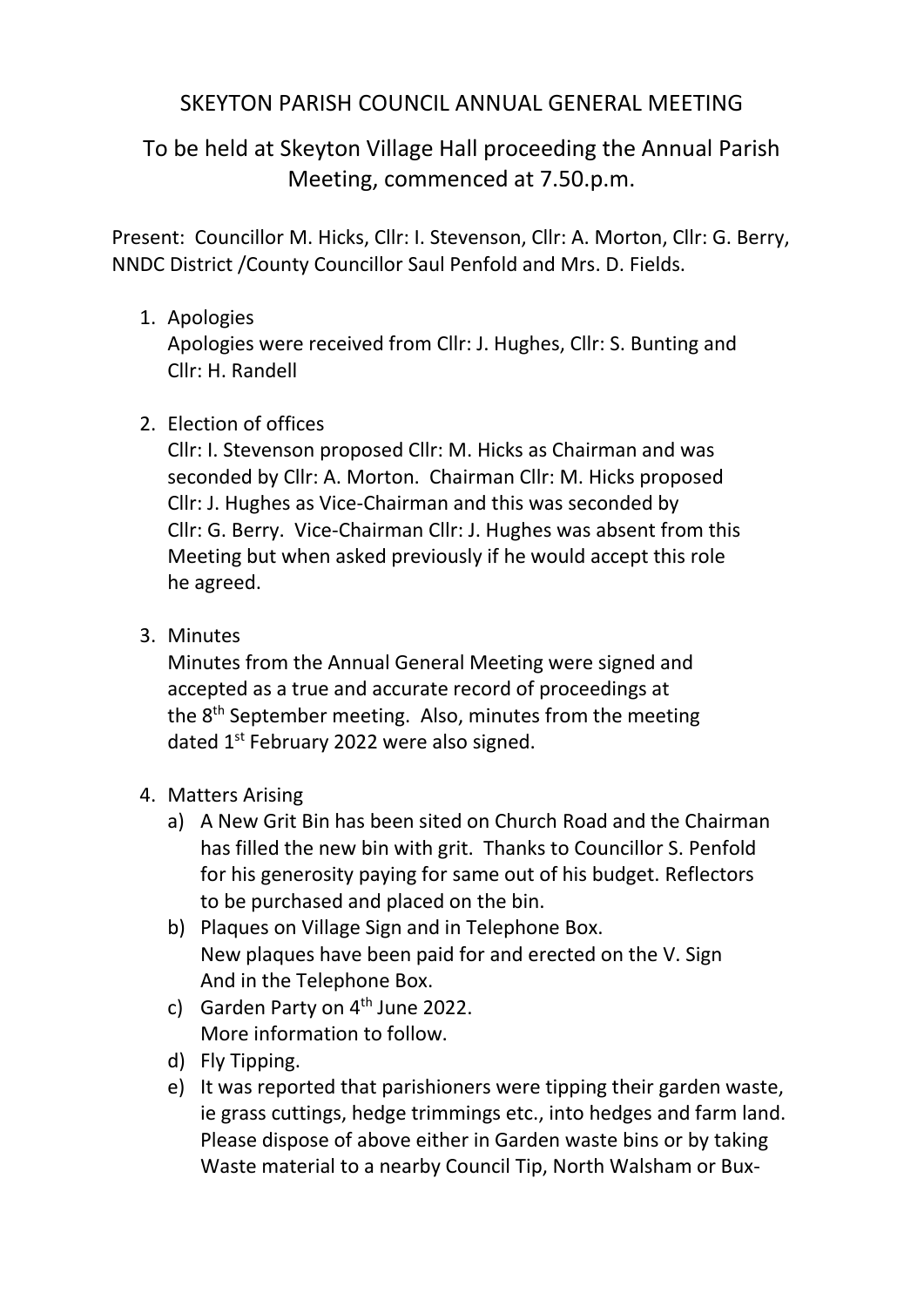# SKEYTON PARISH COUNCIL ANNUAL GENERAL MEETING

## To be held at Skeyton Village Hall proceeding the Annual Parish Meeting, commenced at 7.50.p.m.

Present: Councillor M. Hicks, Cllr: I. Stevenson, Cllr: A. Morton, Cllr: G. Berry, NNDC District /County Councillor Saul Penfold and Mrs. D. Fields.

1. Apologies
   Apologies were received from Cllr: J. Hughes, Cllr: S. Bunting and Cllr: H. Randell

2. Election of offices
   Cllr: I. Stevenson proposed Cllr: M. Hicks as Chairman and was seconded by Cllr: A. Morton. Chairman Cllr: M. Hicks proposed Cllr: J. Hughes as Vice-Chairman and this was seconded by Cllr: G. Berry. Vice-Chairman Cllr: J. Hughes was absent from this Meeting but when asked previously if he would accept this role he agreed.

3. Minutes
   Minutes from the Annual General Meeting were signed and accepted as a true and accurate record of proceedings at the 8th September meeting. Also, minutes from the meeting dated 1st February 2022 were also signed.

4. Matters Arising
   a) A New Grit Bin has been sited on Church Road and the Chairman has filled the new bin with grit. Thanks to Councillor S. Penfold for his generosity paying for same out of his budget. Reflectors to be purchased and placed on the bin.
   b) Plaques on Village Sign and in Telephone Box.
      New plaques have been paid for and erected on the V. Sign And in the Telephone Box.
   c) Garden Party on 4th June 2022.
      More information to follow.
   d) Fly Tipping.
   e) It was reported that parishioners were tipping their garden waste, ie grass cuttings, hedge trimmings etc., into hedges and farm land. Please dispose of above either in Garden waste bins or by taking Waste material to a nearby Council Tip, North Walsham or Bux-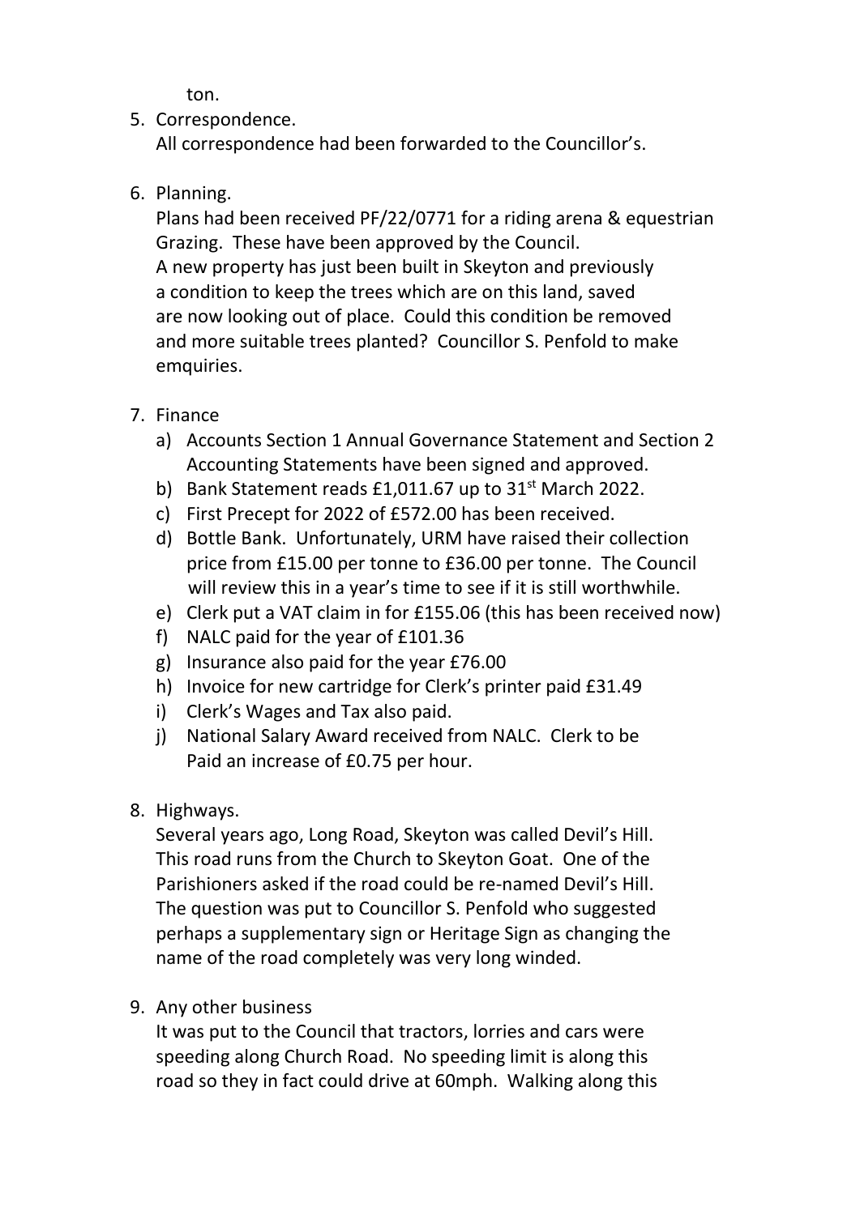ton.

5. Correspondence.
   All correspondence had been forwarded to the Councillor's.

6. Planning.
   Plans had been received PF/22/0771 for a riding arena & equestrian Grazing. These have been approved by the Council.
   A new property has just been built in Skeyton and previously a condition to keep the trees which are on this land, saved are now looking out of place. Could this condition be removed and more suitable trees planted? Councillor S. Penfold to make emquiries.

7. Finance
   a) Accounts Section 1 Annual Governance Statement and Section 2 Accounting Statements have been signed and approved.
   b) Bank Statement reads £1,011.67 up to 31st March 2022.
   c) First Precept for 2022 of £572.00 has been received.
   d) Bottle Bank. Unfortunately, URM have raised their collection price from £15.00 per tonne to £36.00 per tonne. The Council will review this in a year's time to see if it is still worthwhile.
   e) Clerk put a VAT claim in for £155.06 (this has been received now)
   f) NALC paid for the year of £101.36
   g) Insurance also paid for the year £76.00
   h) Invoice for new cartridge for Clerk's printer paid £31.49
   i) Clerk's Wages and Tax also paid.
   j) National Salary Award received from NALC. Clerk to be Paid an increase of £0.75 per hour.

8. Highways.
   Several years ago, Long Road, Skeyton was called Devil's Hill. This road runs from the Church to Skeyton Goat. One of the Parishioners asked if the road could be re-named Devil's Hill. The question was put to Councillor S. Penfold who suggested perhaps a supplementary sign or Heritage Sign as changing the name of the road completely was very long winded.

9. Any other business
   It was put to the Council that tractors, lorries and cars were speeding along Church Road. No speeding limit is along this road so they in fact could drive at 60mph. Walking along this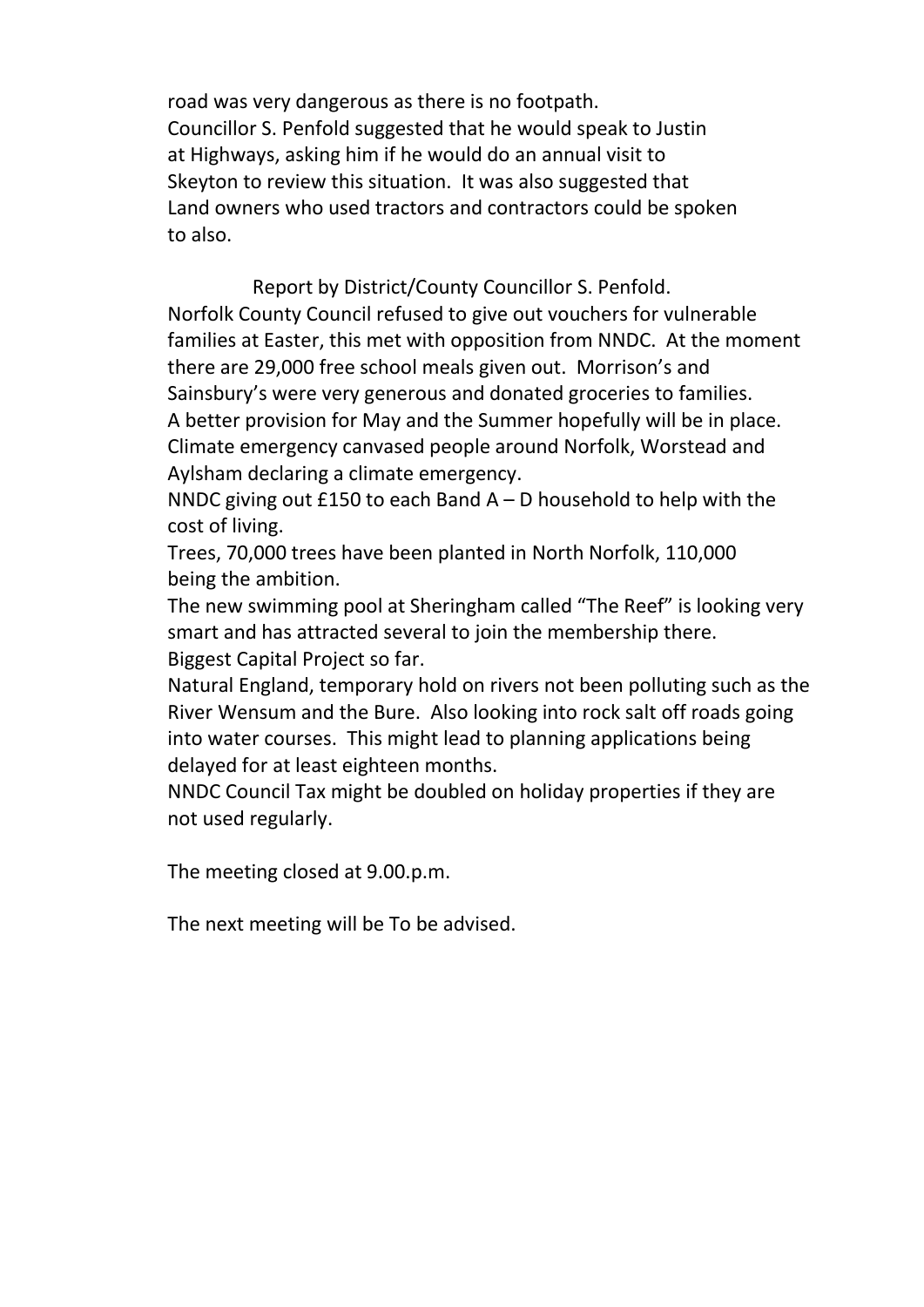road was very dangerous as there is no footpath.
Councillor S. Penfold suggested that he would speak to Justin at Highways, asking him if he would do an annual visit to Skeyton to review this situation. It was also suggested that Land owners who used tractors and contractors could be spoken to also.

Report by District/County Councillor S. Penfold.

Norfolk County Council refused to give out vouchers for vulnerable families at Easter, this met with opposition from NNDC. At the moment there are 29,000 free school meals given out. Morrison's and Sainsbury's were very generous and donated groceries to families. A better provision for May and the Summer hopefully will be in place.
Climate emergency canvased people around Norfolk, Worstead and Aylsham declaring a climate emergency.
NNDC giving out £150 to each Band A – D household to help with the cost of living.
Trees, 70,000 trees have been planted in North Norfolk, 110,000 being the ambition.
The new swimming pool at Sheringham called "The Reef" is looking very smart and has attracted several to join the membership there.
Biggest Capital Project so far.
Natural England, temporary hold on rivers not been polluting such as the River Wensum and the Bure. Also looking into rock salt off roads going into water courses. This might lead to planning applications being delayed for at least eighteen months.
NNDC Council Tax might be doubled on holiday properties if they are not used regularly.

The meeting closed at 9.00.p.m.

The next meeting will be To be advised.